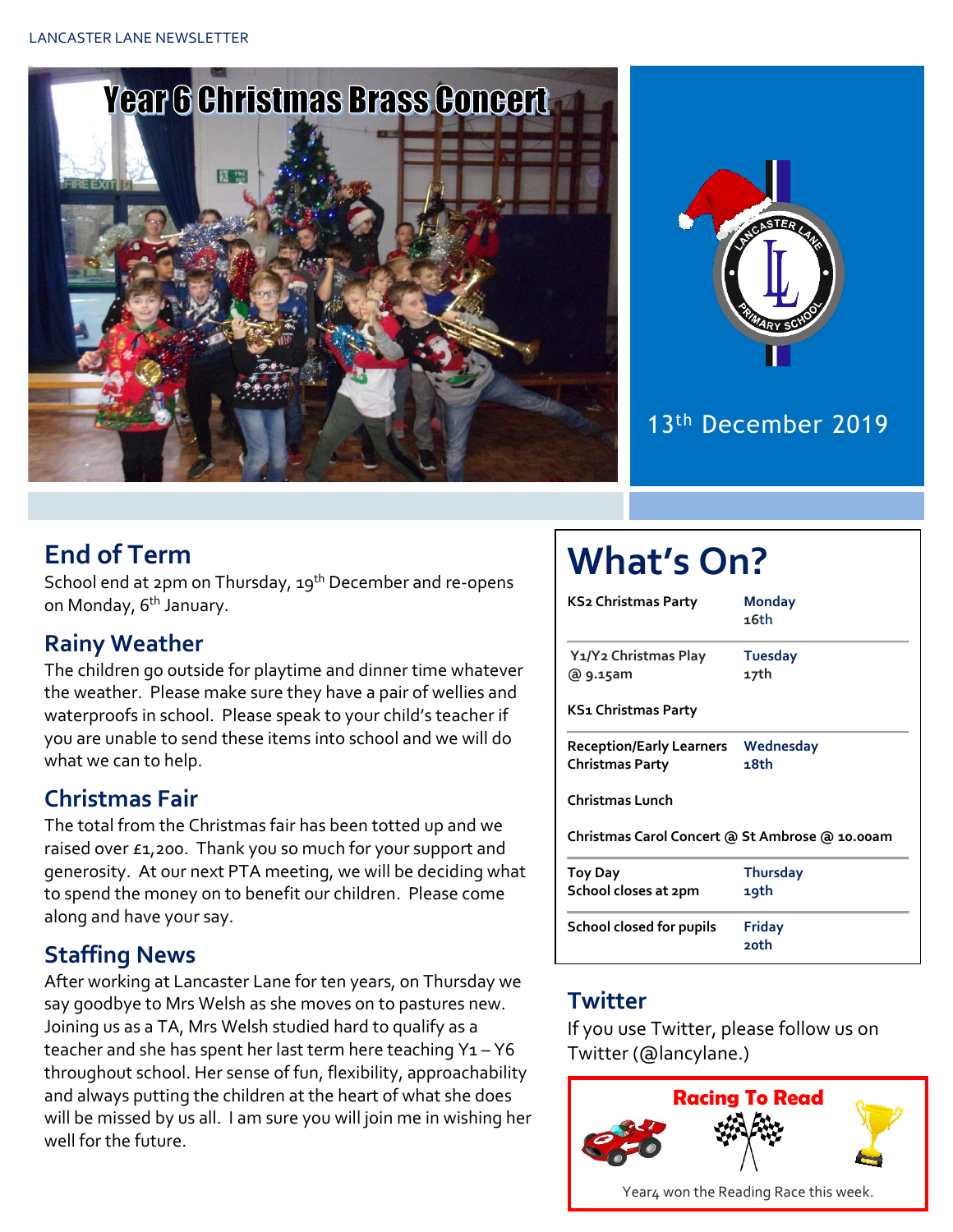# Year 6 Christmas Brass Concert

13th December 2019

## End of Term

School end at 2pm on Thursday, 19th December and re-opens on Monday, 6th January.

## Rainy Weather

The children go outside for playtime and dinner time whatever the weather. Please make sure they have a pair of wellies and waterproofs in school. Please speak to your child's teacher if you are unable to send these items into school and we will do what we can to help.

## Christmas Fair

The total from the Christmas fair has been totted up and we raised over £1,200. Thank you so much for your support and generosity. At our next PTA meeting, we will be deciding what to spend the money on to benefit our children. Please come along and have your say.

## Staffing News

After working at Lancaster Lane for ten years, on Thursday we say goodbye to Mrs Welsh as she moves on to pastures new. Joining us as a TA, Mrs Welsh studied hard to qualify as a teacher and she has spent her last term here teaching Y1 – Y6 throughout school. Her sense of fun, flexibility, approachability and always putting the children at the heart of what she does will be missed by us all. I am sure you will join me in wishing her well for the future.

# What's On?

| | |
|---|---|
| **KS2 Christmas Party** | **Monday 16th** |
| **Y1/Y2 Christmas Play @ 9.15am** | **Tuesday 17th** |
| **KS1 Christmas Party** | |
| **Reception/Early Learners Christmas Party** | **Wednesday 18th** |
| **Christmas Lunch** | |
| **Christmas Carol Concert @ St Ambrose @ 10.00am** | |
| **Toy Day** | **Thursday 19th** |
| **School closes at 2pm** | |
| **School closed for pupils** | **Friday 20th** |

## Twitter

If you use Twitter, please follow us on Twitter (@lancylane.)

**Racing To Read**

Year4 won the Reading Race this week.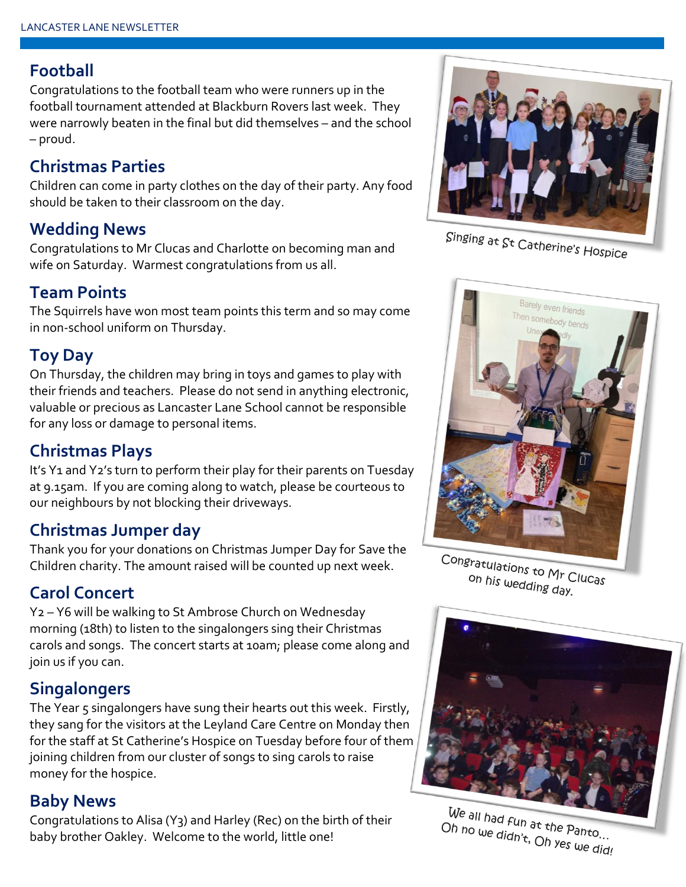## Football

Congratulations to the football team who were runners up in the football tournament attended at Blackburn Rovers last week. They were narrowly beaten in the final but did themselves – and the school – proud.

## Christmas Parties

Children can come in party clothes on the day of their party. Any food should be taken to their classroom on the day.

## Wedding News

Congratulations to Mr Clucas and Charlotte on becoming man and wife on Saturday. Warmest congratulations from us all.

## Team Points

The Squirrels have won most team points this term and so may come in non-school uniform on Thursday.

## Toy Day

On Thursday, the children may bring in toys and games to play with their friends and teachers. Please do not send in anything electronic, valuable or precious as Lancaster Lane School cannot be responsible for any loss or damage to personal items.

## Christmas Plays

It's Y1 and Y2's turn to perform their play for their parents on Tuesday at 9.15am. If you are coming along to watch, please be courteous to our neighbours by not blocking their driveways.

## Christmas Jumper day

Thank you for your donations on Christmas Jumper Day for Save the Children charity. The amount raised will be counted up next week.

## Carol Concert

Y2 – Y6 will be walking to St Ambrose Church on Wednesday morning (18th) to listen to the singalongers sing their Christmas carols and songs. The concert starts at 10am; please come along and join us if you can.

## Singalongers

The Year 5 singalongers have sung their hearts out this week. Firstly, they sang for the visitors at the Leyland Care Centre on Monday then for the staff at St Catherine's Hospice on Tuesday before four of them joining children from our cluster of songs to sing carols to raise money for the hospice.

## Baby News

Congratulations to Alisa (Y3) and Harley (Rec) on the birth of their baby brother Oakley. Welcome to the world, little one!

Singing at St Catherine's Hospice

Congratulations to Mr Clucas on his wedding day.

We all had fun at the Panto… Oh no we didn't, Oh yes we did!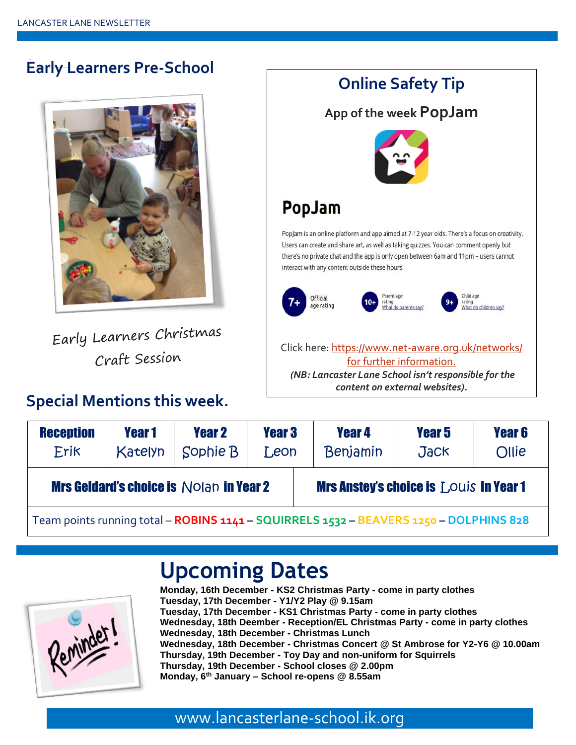## Early Learners Pre-School

Early Learners Christmas Craft Session

## Online Safety Tip

App of the week **PopJam**

### PopJam

PopJam is an online platform and app aimed at 7-12 year olds. There's a focus on creativity. Users can create and share art, as well as taking quizzes. You can comment openly but there's no private chat and the app is only open between 6am and 11pm - users cannot interact with any content outside these hours.

7+ Official age rating

10+ Parent age rating What do parents say?

9+ Child age rating What do children say?

Click here: https://www.net-aware.org.uk/networks/ for further information.

*(NB: Lancaster Lane School isn't responsible for the content on external websites).*

## Special Mentions this week.

| Reception | Year 1 | Year 2 | Year 3 | Year 4 | Year 5 | Year 6 |
|---|---|---|---|---|---|---|
| Erik | Katelyn | Sophie B | Leon | Benjamin | Jack | Ollie |
| **Mrs Geldard's choice is** Nolan **in Year 2** | | | | **Mrs Anstey's choice is** Louis **In Year 1** | | |
| Team points running total – **ROBINS 1141** – **SQUIRRELS 1532** – **BEAVERS 1250** – **DOLPHINS 828** | | | | | | |

## Upcoming Dates

**Monday, 16th December - KS2 Christmas Party - come in party clothes**
**Tuesday, 17th December - Y1/Y2 Play @ 9.15am**
**Tuesday, 17th December - KS1 Christmas Party - come in party clothes**
**Wednesday, 18th Deember - Reception/EL Christmas Party - come in party clothes**
**Wednesday, 18th December - Christmas Lunch**
**Wednesday, 18th December - Christmas Concert @ St Ambrose for Y2-Y6 @ 10.00am**
**Thursday, 19th December - Toy Day and non-uniform for Squirrels**
**Thursday, 19th December - School closes @ 2.00pm**
**Monday, 6th January – School re-opens @ 8.55am**

www.lancasterlane-school.ik.org